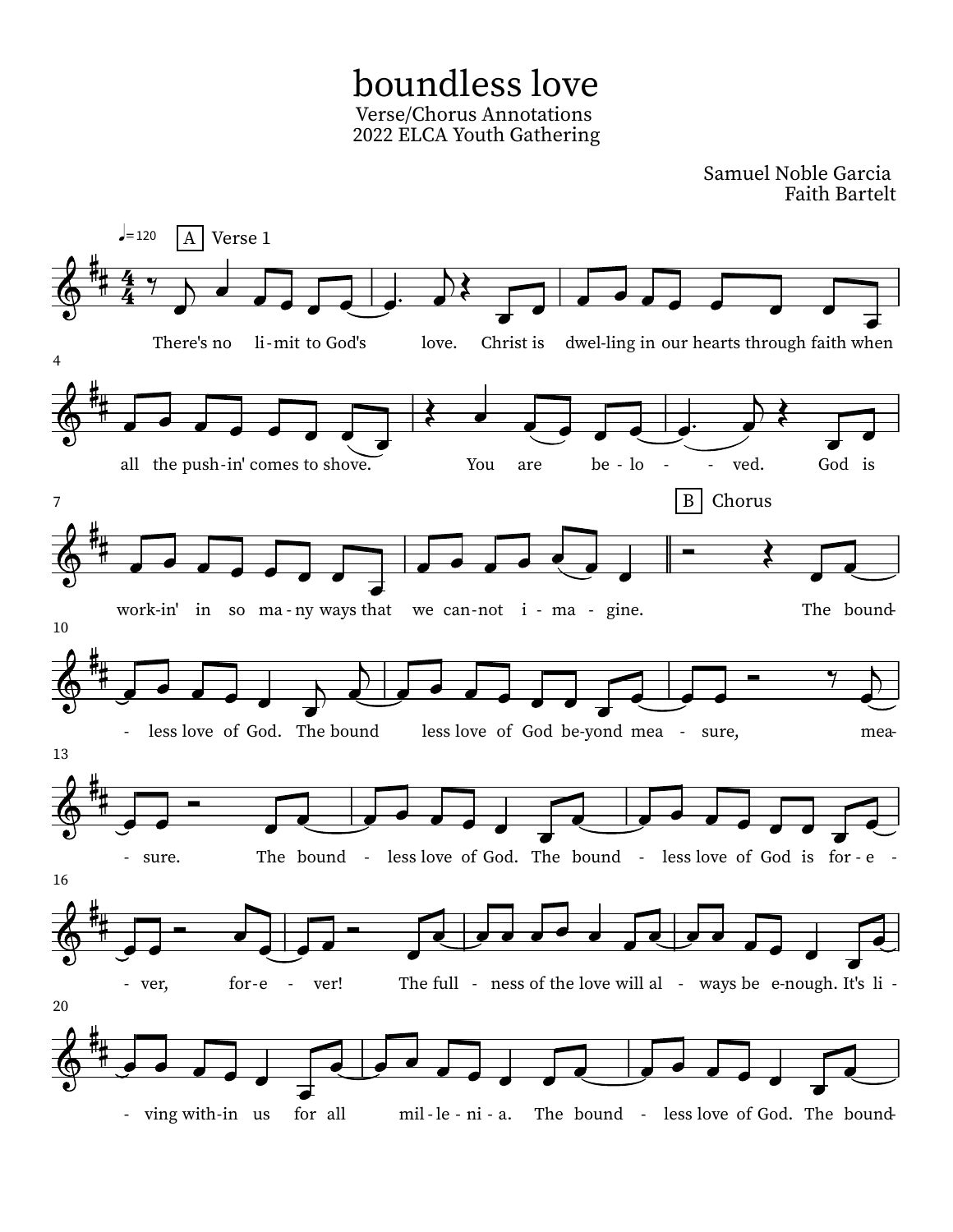# boundless love

Verse/Chorus Annotations
2022 ELCA Youth Gathering

Samuel Noble Garcia
Faith Bartelt

♩= 120

A Verse 1

There's no li - mit to God's love. Christ is dwel-ling in our hearts through faith when all the push-in' comes to shove. You are be - lo - - ved. God is work-in' in so ma - ny ways that we can-not i - ma - gine.

B Chorus

The bound - less love of God. The bound less love of God be-yond mea - sure, mea - sure. The bound - less love of God. The bound - less love of God is for - e - ver, for - e - ver! The full - ness of the love will al - ways be e-nough. It's li - ving with-in us for all mil - le - ni - a. The bound - less love of God. The bound-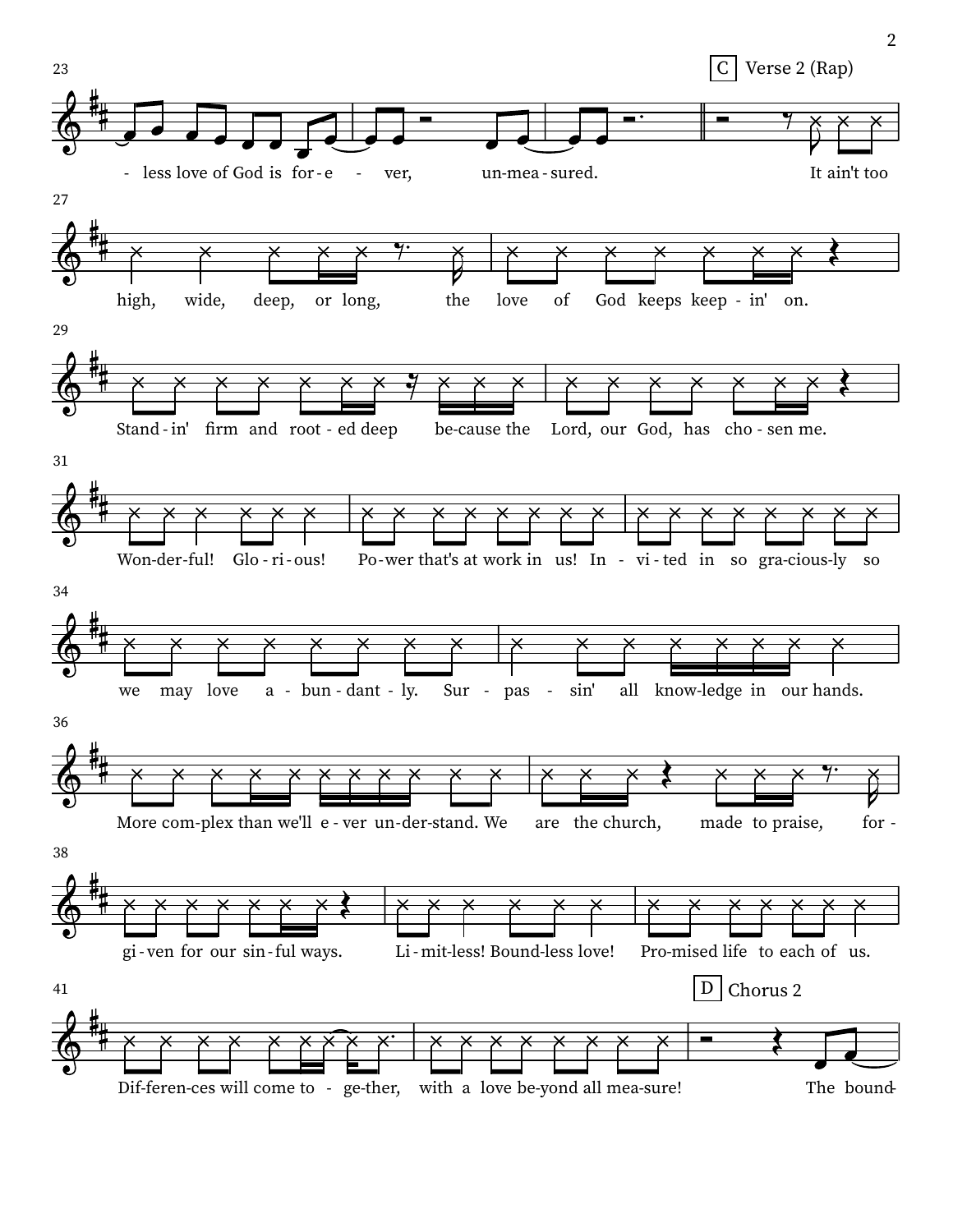C Verse 2 (Rap)

-less love of God is for-e - ver, un-mea-sured. It ain't too

high, wide, deep, or long, the love of God keeps keep-in' on.

Stand-in' firm and root-ed deep be-cause the Lord, our God, has cho-sen me.

Won-der-ful! Glo-ri-ous! Po-wer that's at work in us! In - vi-ted in so gra-cious-ly so

we may love a - bun-dant-ly. Sur - pas - sin' all know-ledge in our hands.

More com-plex than we'll e-ver un-der-stand. We are the church, made to praise, for-

gi-ven for our sin-ful ways. Li-mit-less! Bound-less love! Pro-mised life to each of us.

Dif-feren-ces will come to - ge-ther, with a love be-yond all mea-sure!

D Chorus 2

The bound-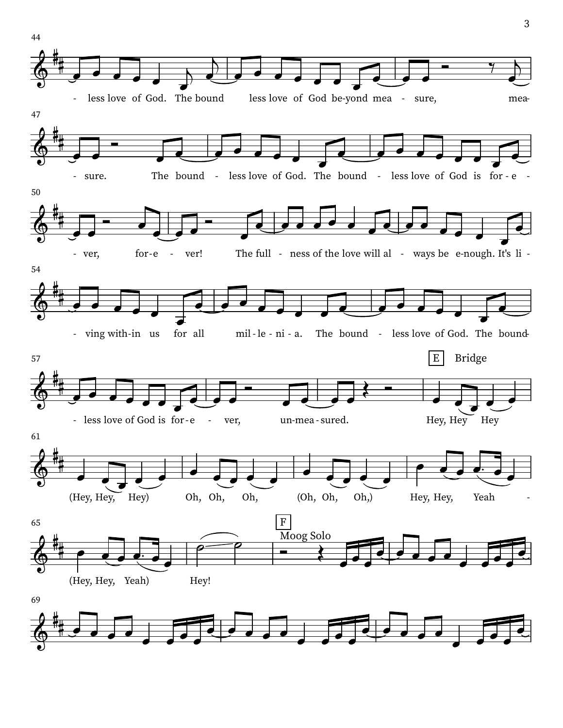- less love of God. The bound less love of God be-yond mea - sure, mea-

- sure. The bound - less love of God. The bound - less love of God is for - e -

- ver, for-e - ver! The full - ness of the love will al - ways be e-nough. It's li -

- ving with-in us for all mil - le - ni - a. The bound - less love of God. The bound-

- less love of God is for - e - ver, un-mea - sured.

**E** Bridge

Hey, Hey Hey

(Hey, Hey, Hey) Oh, Oh, Oh, (Oh, Oh, Oh,) Hey, Hey, Yeah -

(Hey, Hey, Yeah) Hey!

**F** Moog Solo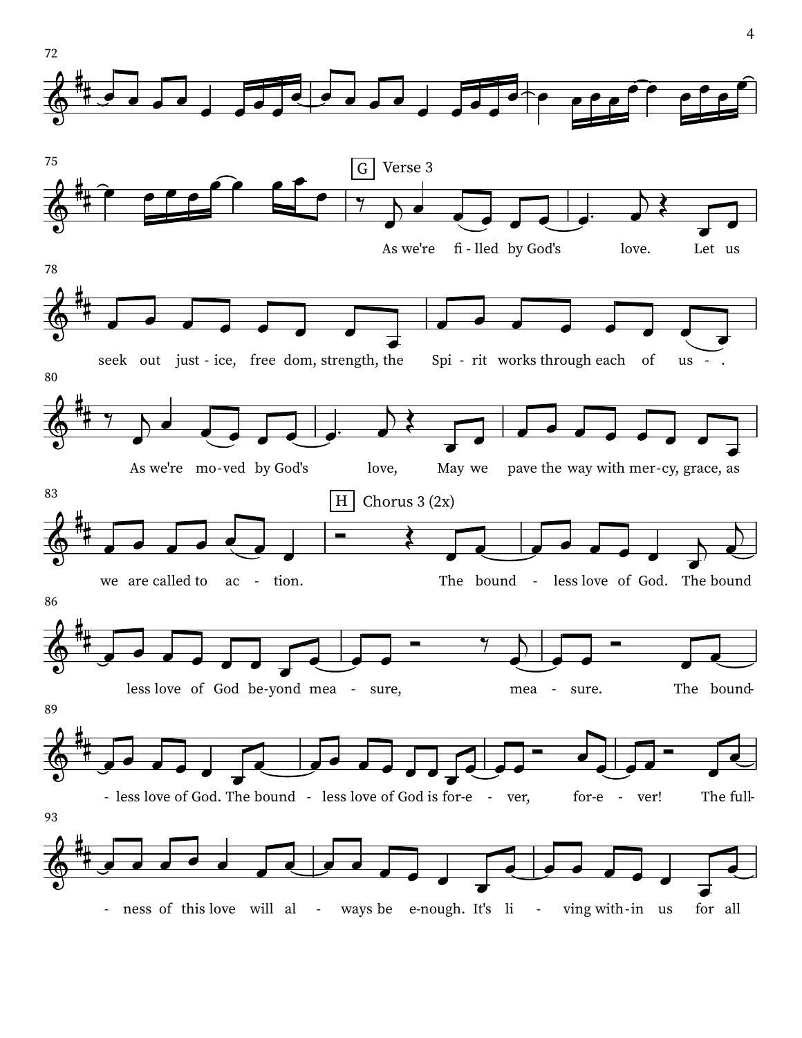G Verse 3

As we're fi - lled by God's love. Let us seek out just - ice, free dom, strength, the Spi - rit works through each of us - - .

As we're mo-ved by God's love, May we pave the way with mer-cy, grace, as we are called to ac - tion.

H Chorus 3 (2x)

The bound - less love of God. The bound less love of God be-yond mea - sure, mea - sure. The bound- - less love of God. The bound - less love of God is for-e - ver, for-e - ver! The full- - ness of this love will al - ways be e-nough. It's li - ving with-in us for all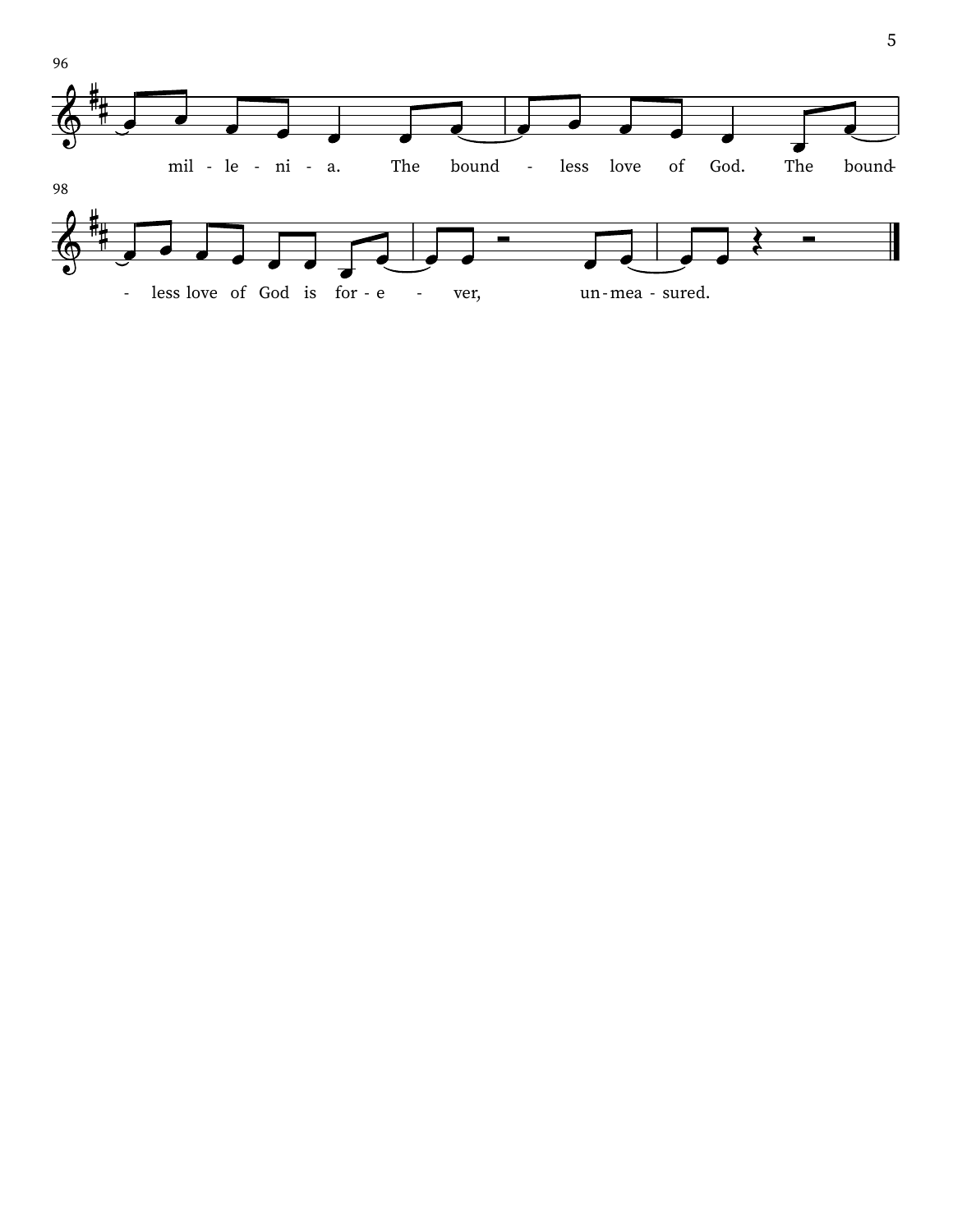96

mil - le - ni - a. The bound - less love of God. The bound-

98

- less love of God is for - e - ver, un - mea - sured.